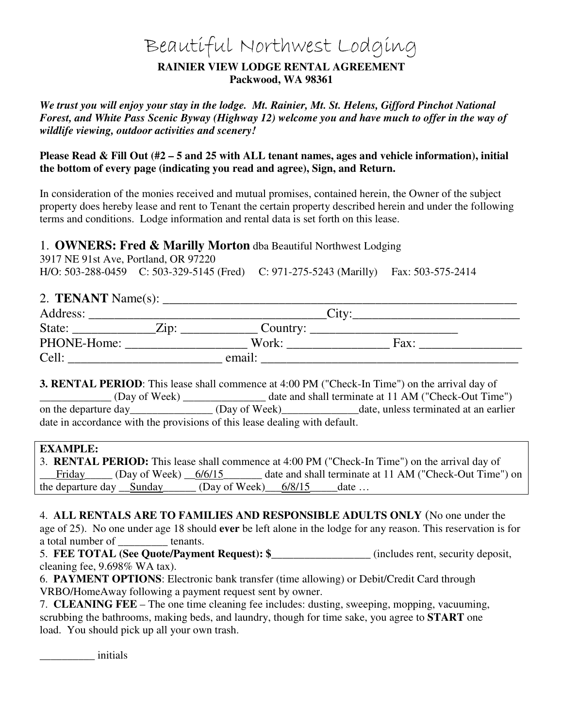# Beautiful Northwest Lodging

**RAINIER VIEW LODGE RENTAL AGREEMENT**
**Packwood, WA 98361**

***We trust you will enjoy your stay in the lodge. Mt. Rainier, Mt. St. Helens, Gifford Pinchot National Forest, and White Pass Scenic Byway (Highway 12) welcome you and have much to offer in the way of wildlife viewing, outdoor activities and scenery!***

**Please Read & Fill Out (#2 – 5 and 25 with ALL tenant names, ages and vehicle information), initial the bottom of every page (indicating you read and agree), Sign, and Return.**

In consideration of the monies received and mutual promises, contained herein, the Owner of the subject property does hereby lease and rent to Tenant the certain property described herein and under the following terms and conditions. Lodge information and rental data is set forth on this lease.

1. **OWNERS: Fred & Marilly Morton** dba Beautiful Northwest Lodging
3917 NE 91st Ave, Portland, OR 97220
H/O: 503-288-0459 C: 503-329-5145 (Fred) C: 971-275-5243 (Marilly) Fax: 503-575-2414

2. **TENANT** Name(s): ____________________________________________________________
Address: ______________________________________City:__________________________
State: _____________Zip: ____________ Country: _______________________
PHONE-Home: ___________________ Work: ________________ Fax: ________________
Cell: ________________________ email: __________________________________________

**3. RENTAL PERIOD**: This lease shall commence at 4:00 PM ("Check-In Time") on the arrival day of _____________ (Day of Week) _______________ date and shall terminate at 11 AM ("Check-Out Time") on the departure day_______________ (Day of Week)______________date, unless terminated at an earlier date in accordance with the provisions of this lease dealing with default.

> **EXAMPLE:**
> 3. **RENTAL PERIOD:** This lease shall commence at 4:00 PM ("Check-In Time") on the arrival day of ___Friday_____ (Day of Week) __6/6/15_______ date and shall terminate at 11 AM ("Check-Out Time") on the departure day __Sunday______ (Day of Week)___6/8/15_____date …

4. **ALL RENTALS ARE TO FAMILIES AND RESPONSIBLE ADULTS ONLY** (No one under the age of 25). No one under age 18 should **ever** be left alone in the lodge for any reason. This reservation is for a total number of _________ tenants.
5. **FEE TOTAL (See Quote/Payment Request): $__________________** (includes rent, security deposit, cleaning fee, 9.698% WA tax).
6. **PAYMENT OPTIONS**: Electronic bank transfer (time allowing) or Debit/Credit Card through VRBO/HomeAway following a payment request sent by owner.
7. **CLEANING FEE** – The one time cleaning fee includes: dusting, sweeping, mopping, vacuuming, scrubbing the bathrooms, making beds, and laundry, though for time sake, you agree to **START** one load. You should pick up all your own trash.

__________ initials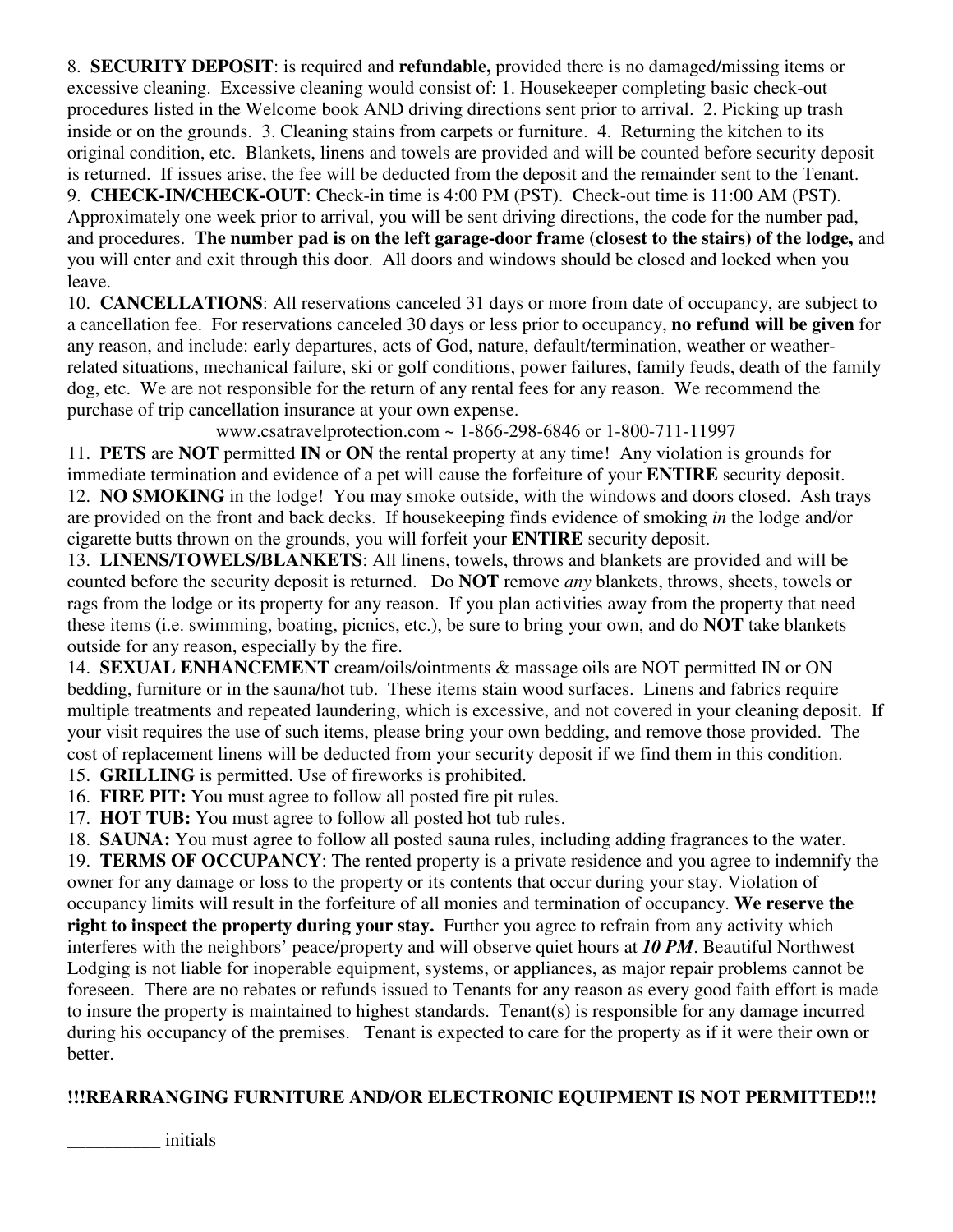8. **SECURITY DEPOSIT**: is required and **refundable,** provided there is no damaged/missing items or excessive cleaning. Excessive cleaning would consist of: 1. Housekeeper completing basic check-out procedures listed in the Welcome book AND driving directions sent prior to arrival. 2. Picking up trash inside or on the grounds. 3. Cleaning stains from carpets or furniture. 4. Returning the kitchen to its original condition, etc. Blankets, linens and towels are provided and will be counted before security deposit is returned. If issues arise, the fee will be deducted from the deposit and the remainder sent to the Tenant.

9. **CHECK-IN/CHECK-OUT**: Check-in time is 4:00 PM (PST). Check-out time is 11:00 AM (PST). Approximately one week prior to arrival, you will be sent driving directions, the code for the number pad, and procedures. **The number pad is on the left garage-door frame (closest to the stairs) of the lodge,** and you will enter and exit through this door. All doors and windows should be closed and locked when you leave.

10. **CANCELLATIONS**: All reservations canceled 31 days or more from date of occupancy, are subject to a cancellation fee. For reservations canceled 30 days or less prior to occupancy, **no refund will be given** for any reason, and include: early departures, acts of God, nature, default/termination, weather or weather-related situations, mechanical failure, ski or golf conditions, power failures, family feuds, death of the family dog, etc. We are not responsible for the return of any rental fees for any reason. We recommend the purchase of trip cancellation insurance at your own expense.

www.csatravelprotection.com ~ 1-866-298-6846 or 1-800-711-11997

11. **PETS** are **NOT** permitted **IN** or **ON** the rental property at any time! Any violation is grounds for immediate termination and evidence of a pet will cause the forfeiture of your **ENTIRE** security deposit.

12. **NO SMOKING** in the lodge! You may smoke outside, with the windows and doors closed. Ash trays are provided on the front and back decks. If housekeeping finds evidence of smoking *in* the lodge and/or cigarette butts thrown on the grounds, you will forfeit your **ENTIRE** security deposit.

13. **LINENS/TOWELS/BLANKETS**: All linens, towels, throws and blankets are provided and will be counted before the security deposit is returned. Do **NOT** remove *any* blankets, throws, sheets, towels or rags from the lodge or its property for any reason. If you plan activities away from the property that need these items (i.e. swimming, boating, picnics, etc.), be sure to bring your own, and do **NOT** take blankets outside for any reason, especially by the fire.

14. **SEXUAL ENHANCEMENT** cream/oils/ointments & massage oils are NOT permitted IN or ON bedding, furniture or in the sauna/hot tub. These items stain wood surfaces. Linens and fabrics require multiple treatments and repeated laundering, which is excessive, and not covered in your cleaning deposit. If your visit requires the use of such items, please bring your own bedding, and remove those provided. The cost of replacement linens will be deducted from your security deposit if we find them in this condition.

15. **GRILLING** is permitted. Use of fireworks is prohibited.

16. **FIRE PIT:** You must agree to follow all posted fire pit rules.

17. **HOT TUB:** You must agree to follow all posted hot tub rules.

18. **SAUNA:** You must agree to follow all posted sauna rules, including adding fragrances to the water.

19. **TERMS OF OCCUPANCY**: The rented property is a private residence and you agree to indemnify the owner for any damage or loss to the property or its contents that occur during your stay. Violation of occupancy limits will result in the forfeiture of all monies and termination of occupancy. **We reserve the right to inspect the property during your stay.** Further you agree to refrain from any activity which interferes with the neighbors' peace/property and will observe quiet hours at ***10 PM***. Beautiful Northwest Lodging is not liable for inoperable equipment, systems, or appliances, as major repair problems cannot be foreseen. There are no rebates or refunds issued to Tenants for any reason as every good faith effort is made to insure the property is maintained to highest standards. Tenant(s) is responsible for any damage incurred during his occupancy of the premises. Tenant is expected to care for the property as if it were their own or better.

**!!!REARRANGING FURNITURE AND/OR ELECTRONIC EQUIPMENT IS NOT PERMITTED!!!**

__________ initials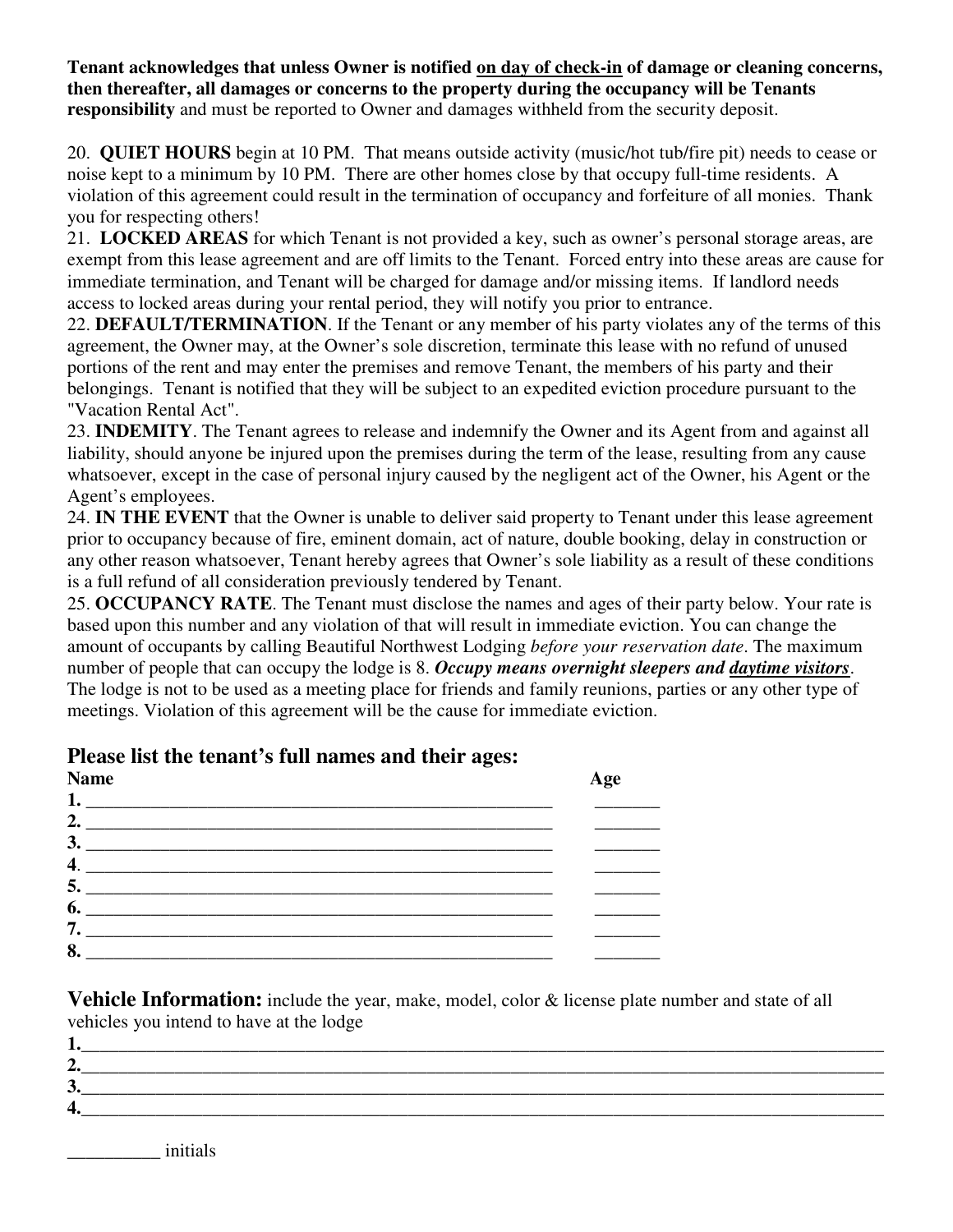**Tenant acknowledges that unless Owner is notified <u>on day of check-in</u> of damage or cleaning concerns, then thereafter, all damages or concerns to the property during the occupancy will be Tenants responsibility** and must be reported to Owner and damages withheld from the security deposit.

20. **QUIET HOURS** begin at 10 PM. That means outside activity (music/hot tub/fire pit) needs to cease or noise kept to a minimum by 10 PM. There are other homes close by that occupy full-time residents. A violation of this agreement could result in the termination of occupancy and forfeiture of all monies. Thank you for respecting others!

21. **LOCKED AREAS** for which Tenant is not provided a key, such as owner's personal storage areas, are exempt from this lease agreement and are off limits to the Tenant. Forced entry into these areas are cause for immediate termination, and Tenant will be charged for damage and/or missing items. If landlord needs access to locked areas during your rental period, they will notify you prior to entrance.

22. **DEFAULT/TERMINATION**. If the Tenant or any member of his party violates any of the terms of this agreement, the Owner may, at the Owner's sole discretion, terminate this lease with no refund of unused portions of the rent and may enter the premises and remove Tenant, the members of his party and their belongings. Tenant is notified that they will be subject to an expedited eviction procedure pursuant to the "Vacation Rental Act".

23. **INDEMITY**. The Tenant agrees to release and indemnify the Owner and its Agent from and against all liability, should anyone be injured upon the premises during the term of the lease, resulting from any cause whatsoever, except in the case of personal injury caused by the negligent act of the Owner, his Agent or the Agent's employees.

24. **IN THE EVENT** that the Owner is unable to deliver said property to Tenant under this lease agreement prior to occupancy because of fire, eminent domain, act of nature, double booking, delay in construction or any other reason whatsoever, Tenant hereby agrees that Owner's sole liability as a result of these conditions is a full refund of all consideration previously tendered by Tenant.

25. **OCCUPANCY RATE**. The Tenant must disclose the names and ages of their party below. Your rate is based upon this number and any violation of that will result in immediate eviction. You can change the amount of occupants by calling Beautiful Northwest Lodging *before your reservation date*. The maximum number of people that can occupy the lodge is 8. ***Occupy means overnight sleepers and <u>daytime visitors</u>***. The lodge is not to be used as a meeting place for friends and family reunions, parties or any other type of meetings. Violation of this agreement will be the cause for immediate eviction.

## Please list the tenant's full names and their ages:

| Name | Age |
|---|---|
| 1. ____________________________________________ | _______ |
| 2. ____________________________________________ | _______ |
| 3. ____________________________________________ | _______ |
| 4. ____________________________________________ | _______ |
| 5. ____________________________________________ | _______ |
| 6. ____________________________________________ | _______ |
| 7. ____________________________________________ | _______ |
| 8. ____________________________________________ | _______ |

**Vehicle Information:** include the year, make, model, color & license plate number and state of all vehicles you intend to have at the lodge

1.________________________________________________________________________________

2.________________________________________________________________________________

3.________________________________________________________________________________

4.________________________________________________________________________________

__________ initials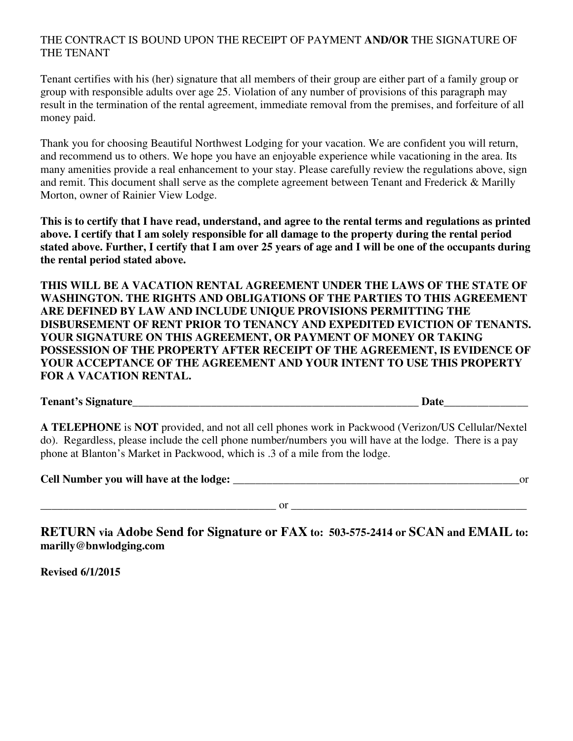THE CONTRACT IS BOUND UPON THE RECEIPT OF PAYMENT **AND/OR** THE SIGNATURE OF THE TENANT

Tenant certifies with his (her) signature that all members of their group are either part of a family group or group with responsible adults over age 25. Violation of any number of provisions of this paragraph may result in the termination of the rental agreement, immediate removal from the premises, and forfeiture of all money paid.

Thank you for choosing Beautiful Northwest Lodging for your vacation. We are confident you will return, and recommend us to others. We hope you have an enjoyable experience while vacationing in the area. Its many amenities provide a real enhancement to your stay. Please carefully review the regulations above, sign and remit. This document shall serve as the complete agreement between Tenant and Frederick & Marilly Morton, owner of Rainier View Lodge.

**This is to certify that I have read, understand, and agree to the rental terms and regulations as printed above. I certify that I am solely responsible for all damage to the property during the rental period stated above. Further, I certify that I am over 25 years of age and I will be one of the occupants during the rental period stated above.**

**THIS WILL BE A VACATION RENTAL AGREEMENT UNDER THE LAWS OF THE STATE OF WASHINGTON. THE RIGHTS AND OBLIGATIONS OF THE PARTIES TO THIS AGREEMENT ARE DEFINED BY LAW AND INCLUDE UNIQUE PROVISIONS PERMITTING THE DISBURSEMENT OF RENT PRIOR TO TENANCY AND EXPEDITED EVICTION OF TENANTS. YOUR SIGNATURE ON THIS AGREEMENT, OR PAYMENT OF MONEY OR TAKING POSSESSION OF THE PROPERTY AFTER RECEIPT OF THE AGREEMENT, IS EVIDENCE OF YOUR ACCEPTANCE OF THE AGREEMENT AND YOUR INTENT TO USE THIS PROPERTY FOR A VACATION RENTAL.**

**Tenant's Signature**_______________________________________________________ **Date**_______________

**A TELEPHONE** is **NOT** provided, and not all cell phones work in Packwood (Verizon/US Cellular/Nextel do). Regardless, please include the cell phone number/numbers you will have at the lodge. There is a pay phone at Blanton's Market in Packwood, which is .3 of a mile from the lodge.

**Cell Number you will have at the lodge:** _______________________________________________________or

_____________________________________________ or _____________________________________________

**RETURN via Adobe Send for Signature or FAX to: 503-575-2414 or SCAN and EMAIL to: marilly@bnwlodging.com**

**Revised 6/1/2015**